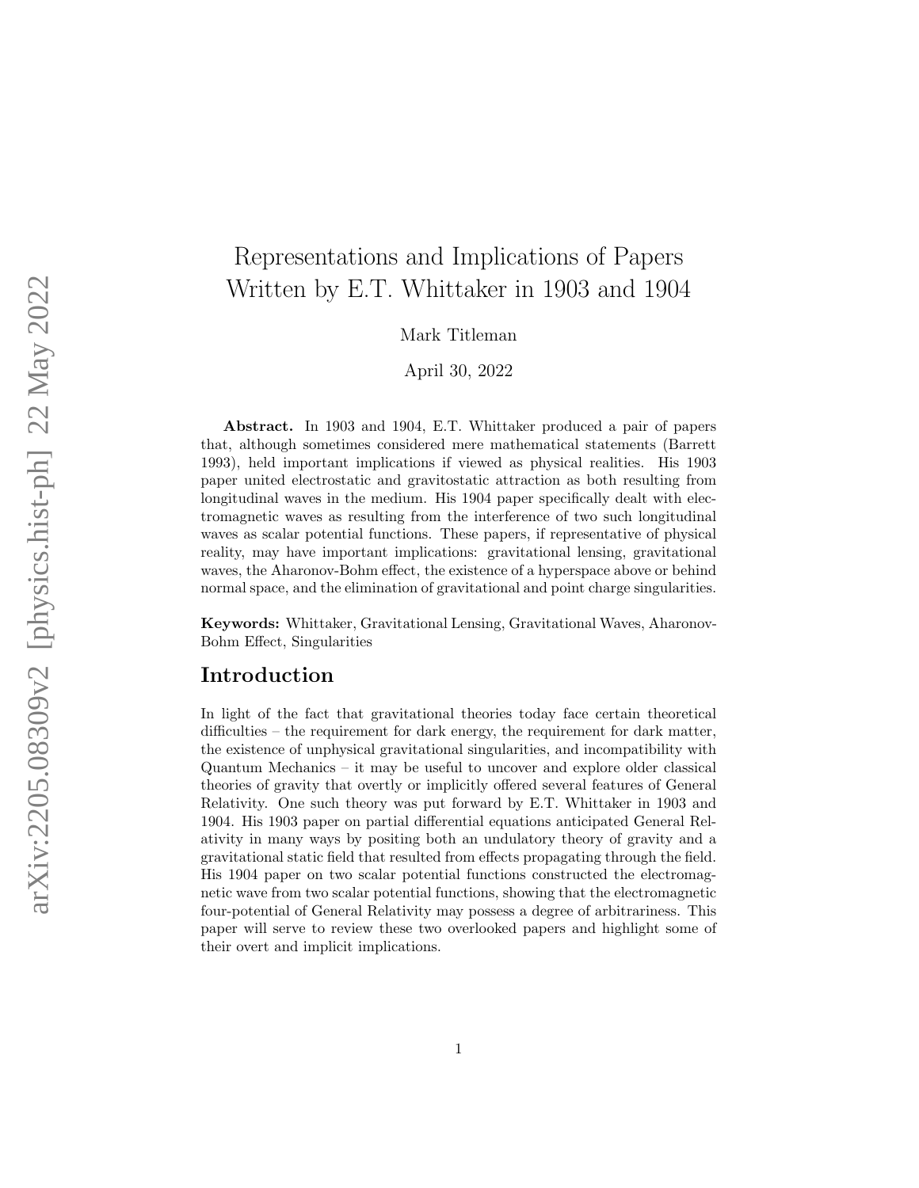# Representations and Implications of Papers Written by E.T. Whittaker in 1903 and 1904

Mark Titleman

April 30, 2022

**Abstract.** In 1903 and 1904, E.T. Whittaker produced a pair of papers that, although sometimes considered mere mathematical statements (Barrett 1993), held important implications if viewed as physical realities. His 1903 paper united electrostatic and gravitostatic attraction as both resulting from longitudinal waves in the medium. His 1904 paper specifically dealt with electromagnetic waves as resulting from the interference of two such longitudinal waves as scalar potential functions. These papers, if representative of physical reality, may have important implications: gravitational lensing, gravitational waves, the Aharonov-Bohm effect, the existence of a hyperspace above or behind normal space, and the elimination of gravitational and point charge singularities.

**Keywords:** Whittaker, Gravitational Lensing, Gravitational Waves, Aharonov-Bohm Effect, Singularities

## Introduction

In light of the fact that gravitational theories today face certain theoretical difficulties – the requirement for dark energy, the requirement for dark matter, the existence of unphysical gravitational singularities, and incompatibility with Quantum Mechanics – it may be useful to uncover and explore older classical theories of gravity that overtly or implicitly offered several features of General Relativity. One such theory was put forward by E.T. Whittaker in 1903 and 1904. His 1903 paper on partial differential equations anticipated General Relativity in many ways by positing both an undulatory theory of gravity and a gravitational static field that resulted from effects propagating through the field. His 1904 paper on two scalar potential functions constructed the electromagnetic wave from two scalar potential functions, showing that the electromagnetic four-potential of General Relativity may possess a degree of arbitrariness. This paper will serve to review these two overlooked papers and highlight some of their overt and implicit implications.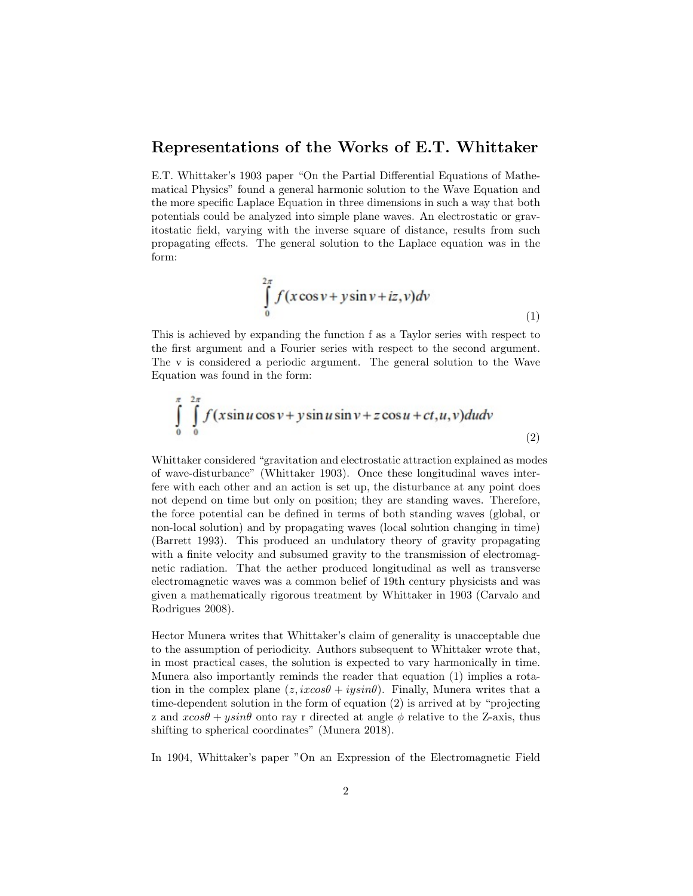## Representations of the Works of E.T. Whittaker

E.T. Whittaker's 1903 paper "On the Partial Differential Equations of Mathematical Physics" found a general harmonic solution to the Wave Equation and the more specific Laplace Equation in three dimensions in such a way that both potentials could be analyzed into simple plane waves. An electrostatic or gravitostatic field, varying with the inverse square of distance, results from such propagating effects. The general solution to the Laplace equation was in the form:

$$\int_{0}^{2\pi} f(x\cos v + y\sin v + iz, v)dv \tag{1}$$

This is achieved by expanding the function f as a Taylor series with respect to the first argument and a Fourier series with respect to the second argument. The v is considered a periodic argument. The general solution to the Wave Equation was found in the form:

$$\int_{0}^{\pi}\int_{0}^{2\pi} f(x\sin u\cos v + y\sin u\sin v + z\cos u + ct, u, v)dudv \tag{2}$$

Whittaker considered "gravitation and electrostatic attraction explained as modes of wave-disturbance" (Whittaker 1903). Once these longitudinal waves interfere with each other and an action is set up, the disturbance at any point does not depend on time but only on position; they are standing waves. Therefore, the force potential can be defined in terms of both standing waves (global, or non-local solution) and by propagating waves (local solution changing in time) (Barrett 1993). This produced an undulatory theory of gravity propagating with a finite velocity and subsumed gravity to the transmission of electromagnetic radiation. That the aether produced longitudinal as well as transverse electromagnetic waves was a common belief of 19th century physicists and was given a mathematically rigorous treatment by Whittaker in 1903 (Carvalo and Rodrigues 2008).

Hector Munera writes that Whittaker's claim of generality is unacceptable due to the assumption of periodicity. Authors subsequent to Whittaker wrote that, in most practical cases, the solution is expected to vary harmonically in time. Munera also importantly reminds the reader that equation (1) implies a rotation in the complex plane $(z, ixcos\theta + iysin\theta)$. Finally, Munera writes that a time-dependent solution in the form of equation (2) is arrived at by "projecting z and $xcos\theta + ysin\theta$ onto ray r directed at angle $\phi$ relative to the Z-axis, thus shifting to spherical coordinates" (Munera 2018).

In 1904, Whittaker's paper "On an Expression of the Electromagnetic Field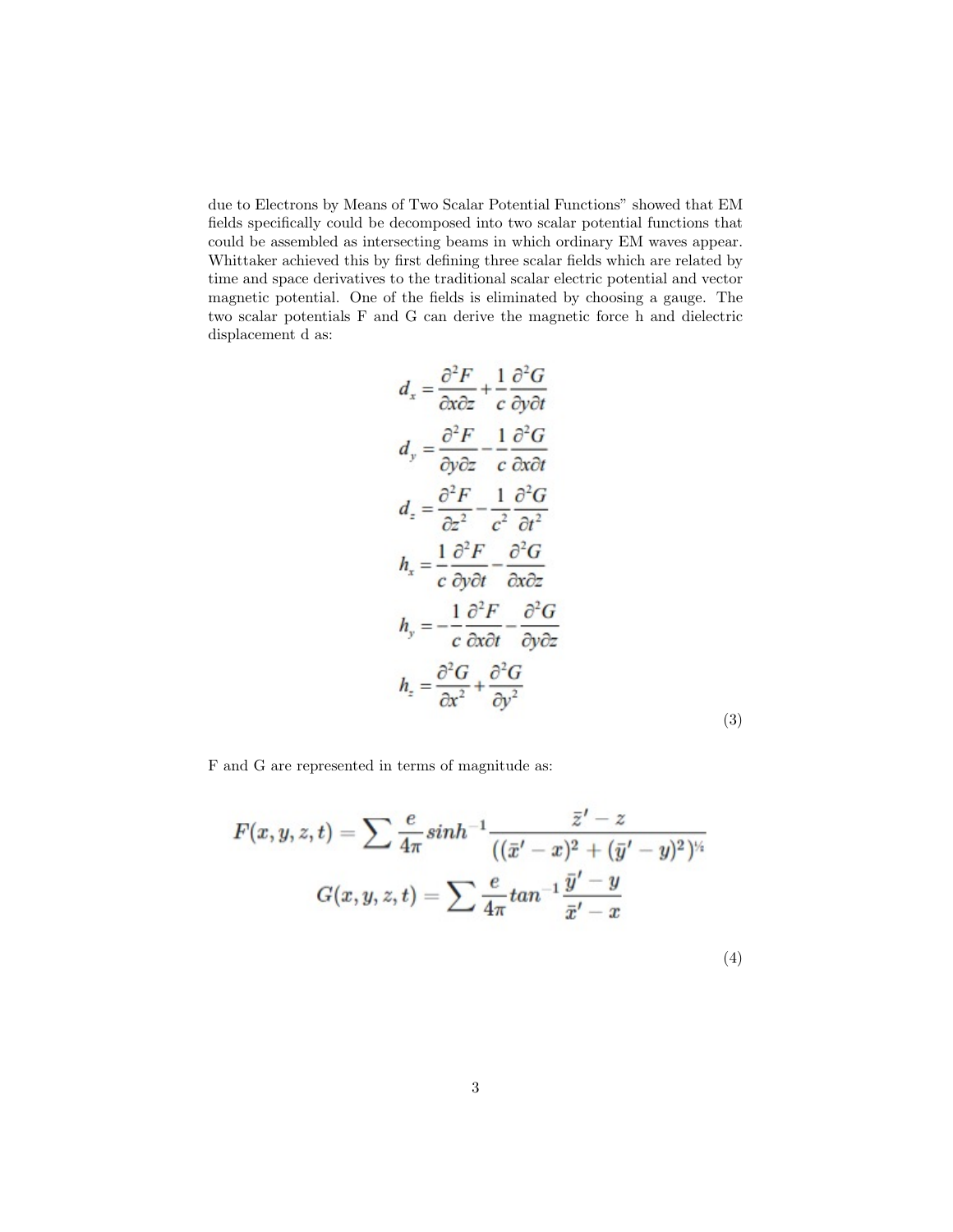due to Electrons by Means of Two Scalar Potential Functions" showed that EM fields specifically could be decomposed into two scalar potential functions that could be assembled as intersecting beams in which ordinary EM waves appear. Whittaker achieved this by first defining three scalar fields which are related by time and space derivatives to the traditional scalar electric potential and vector magnetic potential. One of the fields is eliminated by choosing a gauge. The two scalar potentials F and G can derive the magnetic force h and dielectric displacement d as:

$$
\begin{aligned}
d_x &= \frac{\partial^2 F}{\partial x \partial z} + \frac{1}{c}\frac{\partial^2 G}{\partial y \partial t} \\
d_y &= \frac{\partial^2 F}{\partial y \partial z} - \frac{1}{c}\frac{\partial^2 G}{\partial x \partial t} \\
d_z &= \frac{\partial^2 F}{\partial z^2} - \frac{1}{c^2}\frac{\partial^2 G}{\partial t^2} \\
h_x &= \frac{1}{c}\frac{\partial^2 F}{\partial y \partial t} - \frac{\partial^2 G}{\partial x \partial z} \\
h_y &= -\frac{1}{c}\frac{\partial^2 F}{\partial x \partial t} - \frac{\partial^2 G}{\partial y \partial z} \\
h_z &= \frac{\partial^2 G}{\partial x^2} + \frac{\partial^2 G}{\partial y^2}
\end{aligned}
\tag{3}
$$

F and G are represented in terms of magnitude as:

$$
\begin{aligned}
F(x,y,z,t) &= \sum \frac{e}{4\pi} sinh^{-1} \frac{\bar{z}' - z}{((\bar{x}' - x)^2 + (\bar{y}' - y)^2)^{1/2}} \\
G(x,y,z,t) &= \sum \frac{e}{4\pi} tan^{-1} \frac{\bar{y}' - y}{\bar{x}' - x}
\end{aligned}
\tag{4}
$$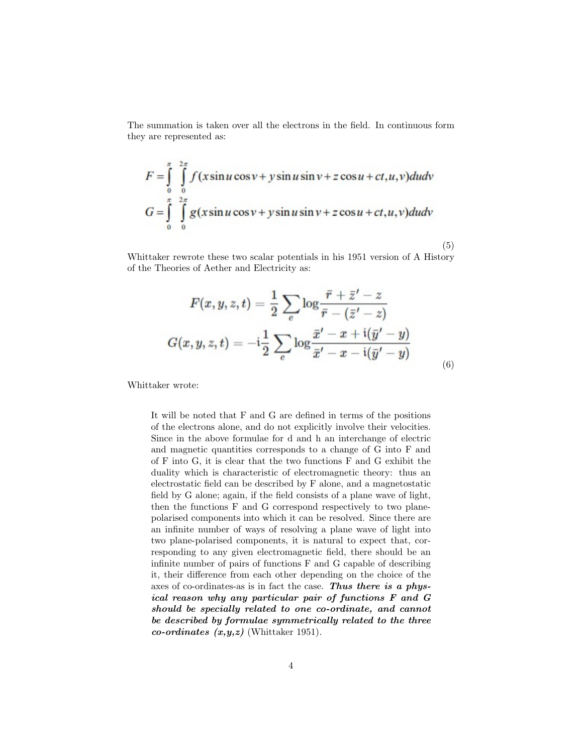The summation is taken over all the electrons in the field. In continuous form they are represented as:

$$
\begin{aligned}
F &= \int_0^{\pi} \int_0^{2\pi} f(x \sin u \cos v + y \sin u \sin v + z \cos u + ct, u, v)\, du dv \\
G &= \int_0^{\pi} \int_0^{2\pi} g(x \sin u \cos v + y \sin u \sin v + z \cos u + ct, u, v)\, du dv
\end{aligned}
\tag{5}
$$

Whittaker rewrote these two scalar potentials in his 1951 version of A History of the Theories of Aether and Electricity as:

$$
\begin{aligned}
F(x, y, z, t) &= \frac{1}{2} \sum_e \log \frac{\bar{r} + \bar{z}' - z}{\bar{r} - (\bar{z}' - z)} \\
G(x, y, z, t) &= -\mathrm{i}\frac{1}{2} \sum_e \log \frac{\bar{x}' - x + \mathrm{i}(\bar{y}' - y)}{\bar{x}' - x - \mathrm{i}(\bar{y}' - y)}
\end{aligned}
\tag{6}
$$

Whittaker wrote:

> It will be noted that F and G are defined in terms of the positions of the electrons alone, and do not explicitly involve their velocities. Since in the above formulae for d and h an interchange of electric and magnetic quantities corresponds to a change of G into F and of F into G, it is clear that the two functions F and G exhibit the duality which is characteristic of electromagnetic theory: thus an electrostatic field can be described by F alone, and a magnetostatic field by G alone; again, if the field consists of a plane wave of light, then the functions F and G correspond respectively to two plane-polarised components into which it can be resolved. Since there are an infinite number of ways of resolving a plane wave of light into two plane-polarised components, it is natural to expect that, corresponding to any given electromagnetic field, there should be an infinite number of pairs of functions F and G capable of describing it, their difference from each other depending on the choice of the axes of co-ordinates-as is in fact the case. ***Thus there is a physical reason why any particular pair of functions F and G should be specially related to one co-ordinate, and cannot be described by formulae symmetrically related to the three co-ordinates (x,y,z)*** (Whittaker 1951).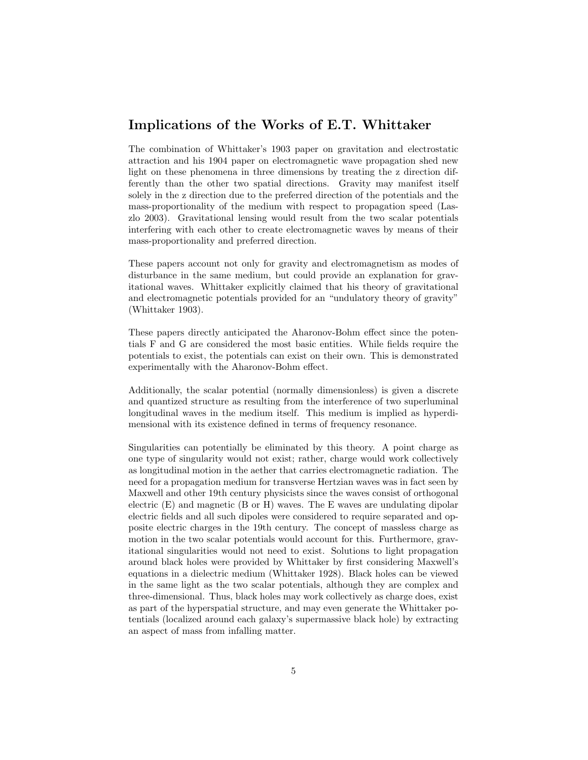## Implications of the Works of E.T. Whittaker

The combination of Whittaker's 1903 paper on gravitation and electrostatic attraction and his 1904 paper on electromagnetic wave propagation shed new light on these phenomena in three dimensions by treating the z direction differently than the other two spatial directions. Gravity may manifest itself solely in the z direction due to the preferred direction of the potentials and the mass-proportionality of the medium with respect to propagation speed (Laszlo 2003). Gravitational lensing would result from the two scalar potentials interfering with each other to create electromagnetic waves by means of their mass-proportionality and preferred direction.

These papers account not only for gravity and electromagnetism as modes of disturbance in the same medium, but could provide an explanation for gravitational waves. Whittaker explicitly claimed that his theory of gravitational and electromagnetic potentials provided for an "undulatory theory of gravity" (Whittaker 1903).

These papers directly anticipated the Aharonov-Bohm effect since the potentials F and G are considered the most basic entities. While fields require the potentials to exist, the potentials can exist on their own. This is demonstrated experimentally with the Aharonov-Bohm effect.

Additionally, the scalar potential (normally dimensionless) is given a discrete and quantized structure as resulting from the interference of two superluminal longitudinal waves in the medium itself. This medium is implied as hyperdimensional with its existence defined in terms of frequency resonance.

Singularities can potentially be eliminated by this theory. A point charge as one type of singularity would not exist; rather, charge would work collectively as longitudinal motion in the aether that carries electromagnetic radiation. The need for a propagation medium for transverse Hertzian waves was in fact seen by Maxwell and other 19th century physicists since the waves consist of orthogonal electric (E) and magnetic (B or H) waves. The E waves are undulating dipolar electric fields and all such dipoles were considered to require separated and opposite electric charges in the 19th century. The concept of massless charge as motion in the two scalar potentials would account for this. Furthermore, gravitational singularities would not need to exist. Solutions to light propagation around black holes were provided by Whittaker by first considering Maxwell's equations in a dielectric medium (Whittaker 1928). Black holes can be viewed in the same light as the two scalar potentials, although they are complex and three-dimensional. Thus, black holes may work collectively as charge does, exist as part of the hyperspatial structure, and may even generate the Whittaker potentials (localized around each galaxy's supermassive black hole) by extracting an aspect of mass from infalling matter.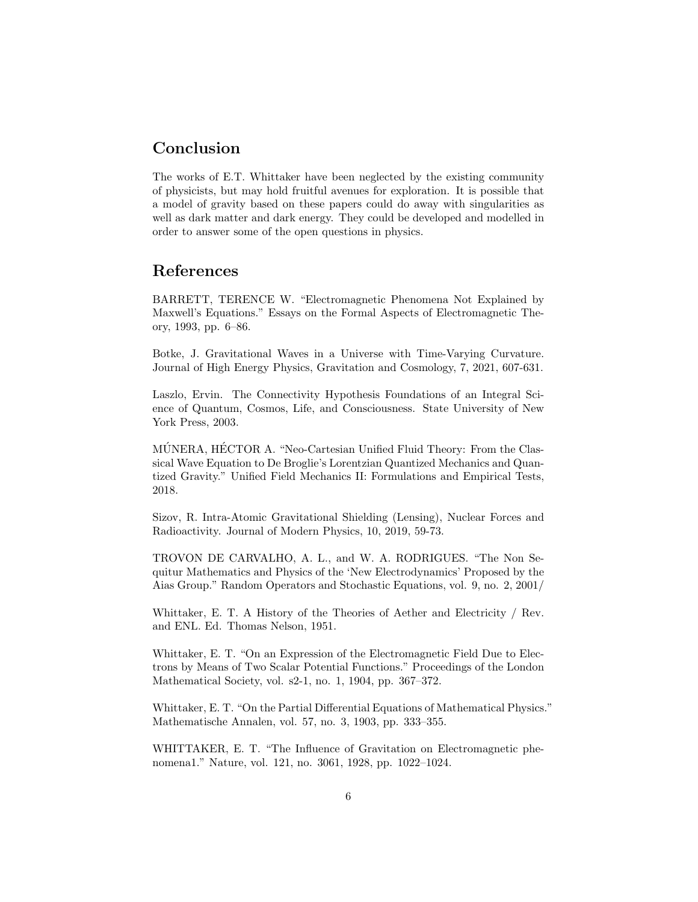## Conclusion

The works of E.T. Whittaker have been neglected by the existing community of physicists, but may hold fruitful avenues for exploration. It is possible that a model of gravity based on these papers could do away with singularities as well as dark matter and dark energy. They could be developed and modelled in order to answer some of the open questions in physics.

## References

BARRETT, TERENCE W. "Electromagnetic Phenomena Not Explained by Maxwell's Equations." Essays on the Formal Aspects of Electromagnetic Theory, 1993, pp. 6–86.

Botke, J. Gravitational Waves in a Universe with Time-Varying Curvature. Journal of High Energy Physics, Gravitation and Cosmology, 7, 2021, 607-631.

Laszlo, Ervin. The Connectivity Hypothesis Foundations of an Integral Science of Quantum, Cosmos, Life, and Consciousness. State University of New York Press, 2003.

MÚNERA, HÉCTOR A. "Neo-Cartesian Unified Fluid Theory: From the Classical Wave Equation to De Broglie's Lorentzian Quantized Mechanics and Quantized Gravity." Unified Field Mechanics II: Formulations and Empirical Tests, 2018.

Sizov, R. Intra-Atomic Gravitational Shielding (Lensing), Nuclear Forces and Radioactivity. Journal of Modern Physics, 10, 2019, 59-73.

TROVON DE CARVALHO, A. L., and W. A. RODRIGUES. "The Non Sequitur Mathematics and Physics of the 'New Electrodynamics' Proposed by the Aias Group." Random Operators and Stochastic Equations, vol. 9, no. 2, 2001/

Whittaker, E. T. A History of the Theories of Aether and Electricity / Rev. and ENL. Ed. Thomas Nelson, 1951.

Whittaker, E. T. "On an Expression of the Electromagnetic Field Due to Electrons by Means of Two Scalar Potential Functions." Proceedings of the London Mathematical Society, vol. s2-1, no. 1, 1904, pp. 367–372.

Whittaker, E. T. "On the Partial Differential Equations of Mathematical Physics." Mathematische Annalen, vol. 57, no. 3, 1903, pp. 333–355.

WHITTAKER, E. T. "The Influence of Gravitation on Electromagnetic phenomena1." Nature, vol. 121, no. 3061, 1928, pp. 1022–1024.